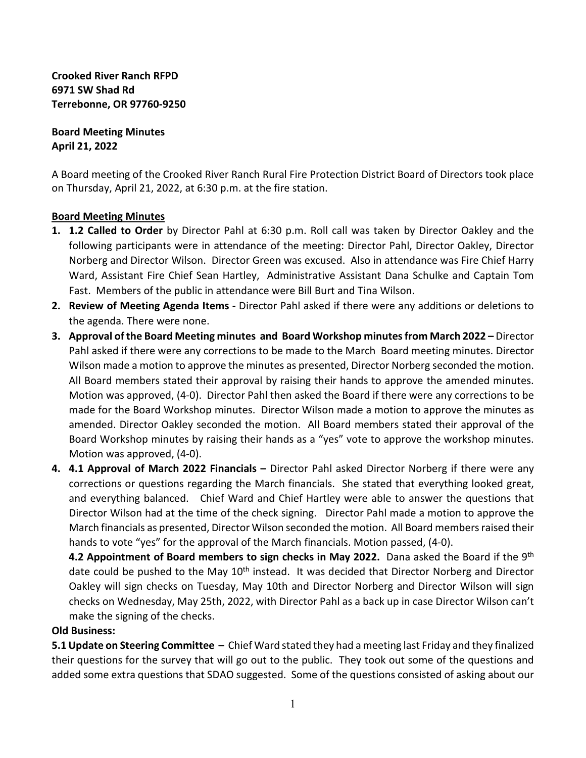**Crooked River Ranch RFPD**
**6971 SW Shad Rd**
**Terrebonne, OR 97760-9250**

**Board Meeting Minutes**
**April 21, 2022**

A Board meeting of the Crooked River Ranch Rural Fire Protection District Board of Directors took place on Thursday, April 21, 2022, at 6:30 p.m. at the fire station.

**Board Meeting Minutes**

1. **1.2 Called to Order** by Director Pahl at 6:30 p.m. Roll call was taken by Director Oakley and the following participants were in attendance of the meeting: Director Pahl, Director Oakley, Director Norberg and Director Wilson. Director Green was excused. Also in attendance was Fire Chief Harry Ward, Assistant Fire Chief Sean Hartley, Administrative Assistant Dana Schulke and Captain Tom Fast. Members of the public in attendance were Bill Burt and Tina Wilson.
2. **Review of Meeting Agenda Items -** Director Pahl asked if there were any additions or deletions to the agenda. There were none.
3. **Approval of the Board Meeting minutes and Board Workshop minutes from March 2022 –** Director Pahl asked if there were any corrections to be made to the March Board meeting minutes. Director Wilson made a motion to approve the minutes as presented, Director Norberg seconded the motion. All Board members stated their approval by raising their hands to approve the amended minutes. Motion was approved, (4-0). Director Pahl then asked the Board if there were any corrections to be made for the Board Workshop minutes. Director Wilson made a motion to approve the minutes as amended. Director Oakley seconded the motion. All Board members stated their approval of the Board Workshop minutes by raising their hands as a "yes" vote to approve the workshop minutes. Motion was approved, (4-0).
4. **4.1 Approval of March 2022 Financials –** Director Pahl asked Director Norberg if there were any corrections or questions regarding the March financials. She stated that everything looked great, and everything balanced. Chief Ward and Chief Hartley were able to answer the questions that Director Wilson had at the time of the check signing. Director Pahl made a motion to approve the March financials as presented, Director Wilson seconded the motion. All Board members raised their hands to vote "yes" for the approval of the March financials. Motion passed, (4-0).

   **4.2 Appointment of Board members to sign checks in May 2022.** Dana asked the Board if the 9th date could be pushed to the May 10th instead. It was decided that Director Norberg and Director Oakley will sign checks on Tuesday, May 10th and Director Norberg and Director Wilson will sign checks on Wednesday, May 25th, 2022, with Director Pahl as a back up in case Director Wilson can't make the signing of the checks.

**Old Business:**

**5.1 Update on Steering Committee –** Chief Ward stated they had a meeting last Friday and they finalized their questions for the survey that will go out to the public. They took out some of the questions and added some extra questions that SDAO suggested. Some of the questions consisted of asking about our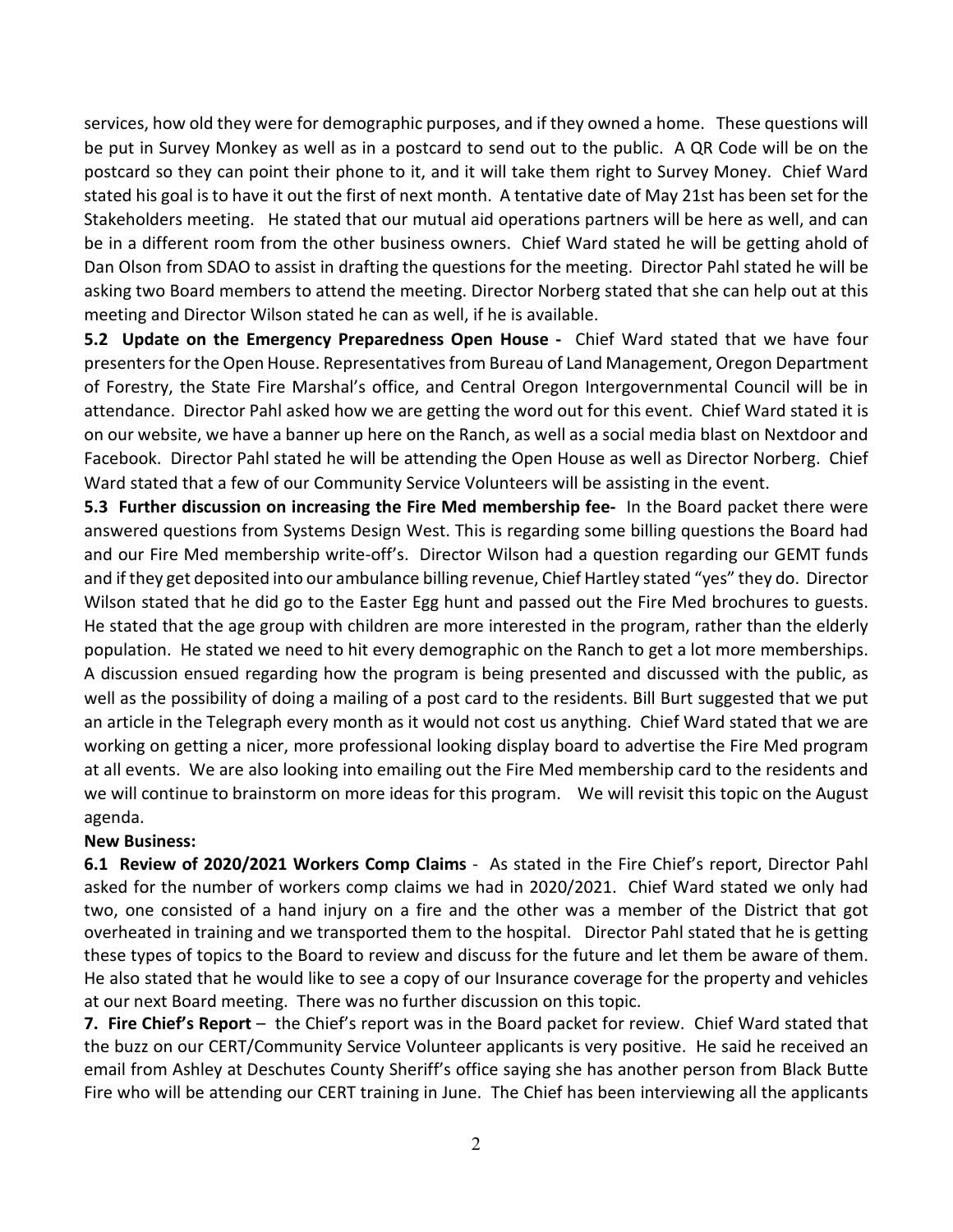services, how old they were for demographic purposes, and if they owned a home. These questions will be put in Survey Monkey as well as in a postcard to send out to the public. A QR Code will be on the postcard so they can point their phone to it, and it will take them right to Survey Money. Chief Ward stated his goal is to have it out the first of next month. A tentative date of May 21st has been set for the Stakeholders meeting. He stated that our mutual aid operations partners will be here as well, and can be in a different room from the other business owners. Chief Ward stated he will be getting ahold of Dan Olson from SDAO to assist in drafting the questions for the meeting. Director Pahl stated he will be asking two Board members to attend the meeting. Director Norberg stated that she can help out at this meeting and Director Wilson stated he can as well, if he is available.

**5.2 Update on the Emergency Preparedness Open House -** Chief Ward stated that we have four presenters for the Open House. Representatives from Bureau of Land Management, Oregon Department of Forestry, the State Fire Marshal's office, and Central Oregon Intergovernmental Council will be in attendance. Director Pahl asked how we are getting the word out for this event. Chief Ward stated it is on our website, we have a banner up here on the Ranch, as well as a social media blast on Nextdoor and Facebook. Director Pahl stated he will be attending the Open House as well as Director Norberg. Chief Ward stated that a few of our Community Service Volunteers will be assisting in the event.

**5.3 Further discussion on increasing the Fire Med membership fee-** In the Board packet there were answered questions from Systems Design West. This is regarding some billing questions the Board had and our Fire Med membership write-off's. Director Wilson had a question regarding our GEMT funds and if they get deposited into our ambulance billing revenue, Chief Hartley stated "yes" they do. Director Wilson stated that he did go to the Easter Egg hunt and passed out the Fire Med brochures to guests. He stated that the age group with children are more interested in the program, rather than the elderly population. He stated we need to hit every demographic on the Ranch to get a lot more memberships. A discussion ensued regarding how the program is being presented and discussed with the public, as well as the possibility of doing a mailing of a post card to the residents. Bill Burt suggested that we put an article in the Telegraph every month as it would not cost us anything. Chief Ward stated that we are working on getting a nicer, more professional looking display board to advertise the Fire Med program at all events. We are also looking into emailing out the Fire Med membership card to the residents and we will continue to brainstorm on more ideas for this program. We will revisit this topic on the August agenda.

**New Business:**

**6.1 Review of 2020/2021 Workers Comp Claims** - As stated in the Fire Chief's report, Director Pahl asked for the number of workers comp claims we had in 2020/2021. Chief Ward stated we only had two, one consisted of a hand injury on a fire and the other was a member of the District that got overheated in training and we transported them to the hospital. Director Pahl stated that he is getting these types of topics to the Board to review and discuss for the future and let them be aware of them. He also stated that he would like to see a copy of our Insurance coverage for the property and vehicles at our next Board meeting. There was no further discussion on this topic.

**7. Fire Chief's Report** – the Chief's report was in the Board packet for review. Chief Ward stated that the buzz on our CERT/Community Service Volunteer applicants is very positive. He said he received an email from Ashley at Deschutes County Sheriff's office saying she has another person from Black Butte Fire who will be attending our CERT training in June. The Chief has been interviewing all the applicants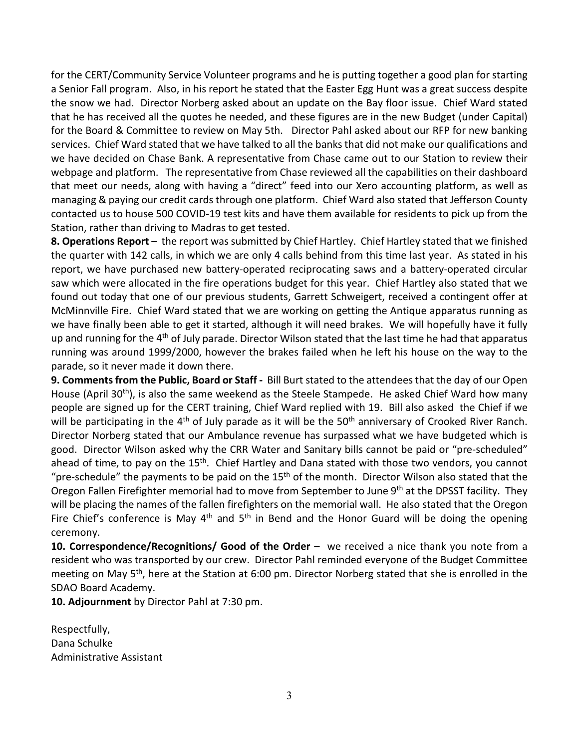for the CERT/Community Service Volunteer programs and he is putting together a good plan for starting a Senior Fall program. Also, in his report he stated that the Easter Egg Hunt was a great success despite the snow we had. Director Norberg asked about an update on the Bay floor issue. Chief Ward stated that he has received all the quotes he needed, and these figures are in the new Budget (under Capital) for the Board & Committee to review on May 5th. Director Pahl asked about our RFP for new banking services. Chief Ward stated that we have talked to all the banks that did not make our qualifications and we have decided on Chase Bank. A representative from Chase came out to our Station to review their webpage and platform. The representative from Chase reviewed all the capabilities on their dashboard that meet our needs, along with having a "direct" feed into our Xero accounting platform, as well as managing & paying our credit cards through one platform. Chief Ward also stated that Jefferson County contacted us to house 500 COVID-19 test kits and have them available for residents to pick up from the Station, rather than driving to Madras to get tested.

**8. Operations Report** – the report was submitted by Chief Hartley. Chief Hartley stated that we finished the quarter with 142 calls, in which we are only 4 calls behind from this time last year. As stated in his report, we have purchased new battery-operated reciprocating saws and a battery-operated circular saw which were allocated in the fire operations budget for this year. Chief Hartley also stated that we found out today that one of our previous students, Garrett Schweigert, received a contingent offer at McMinnville Fire. Chief Ward stated that we are working on getting the Antique apparatus running as we have finally been able to get it started, although it will need brakes. We will hopefully have it fully up and running for the 4th of July parade. Director Wilson stated that the last time he had that apparatus running was around 1999/2000, however the brakes failed when he left his house on the way to the parade, so it never made it down there.

**9. Comments from the Public, Board or Staff -** Bill Burt stated to the attendees that the day of our Open House (April 30th), is also the same weekend as the Steele Stampede. He asked Chief Ward how many people are signed up for the CERT training, Chief Ward replied with 19. Bill also asked the Chief if we will be participating in the 4th of July parade as it will be the 50th anniversary of Crooked River Ranch. Director Norberg stated that our Ambulance revenue has surpassed what we have budgeted which is good. Director Wilson asked why the CRR Water and Sanitary bills cannot be paid or "pre-scheduled" ahead of time, to pay on the 15th. Chief Hartley and Dana stated with those two vendors, you cannot "pre-schedule" the payments to be paid on the 15th of the month. Director Wilson also stated that the Oregon Fallen Firefighter memorial had to move from September to June 9th at the DPSST facility. They will be placing the names of the fallen firefighters on the memorial wall. He also stated that the Oregon Fire Chief's conference is May 4th and 5th in Bend and the Honor Guard will be doing the opening ceremony.

**10. Correspondence/Recognitions/ Good of the Order** – we received a nice thank you note from a resident who was transported by our crew. Director Pahl reminded everyone of the Budget Committee meeting on May 5th, here at the Station at 6:00 pm. Director Norberg stated that she is enrolled in the SDAO Board Academy.

**10. Adjournment** by Director Pahl at 7:30 pm.

Respectfully,
Dana Schulke
Administrative Assistant